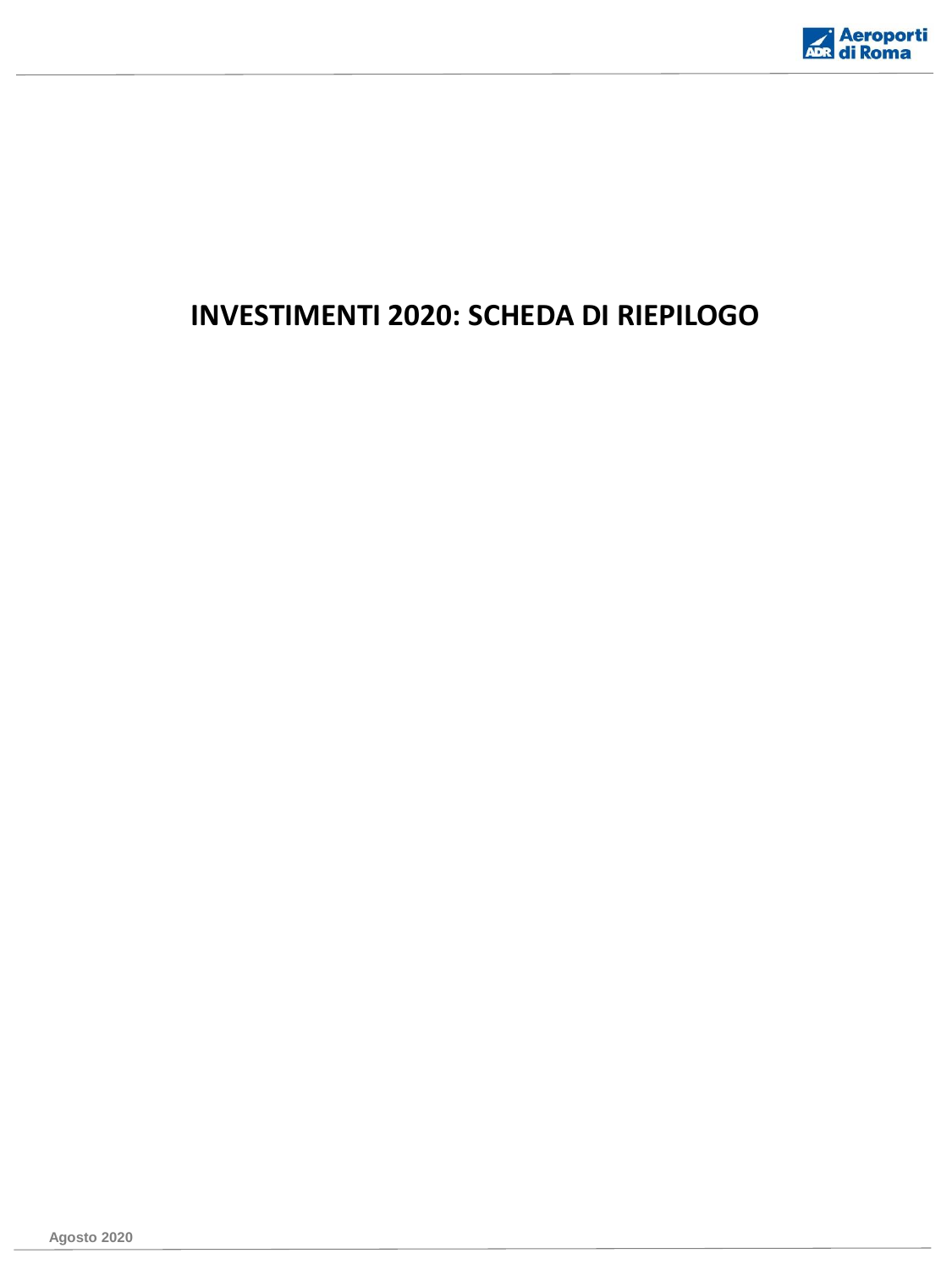# INVESTIMENTI 2020: SCHEDA DI RIEPILOGO

Agosto 2020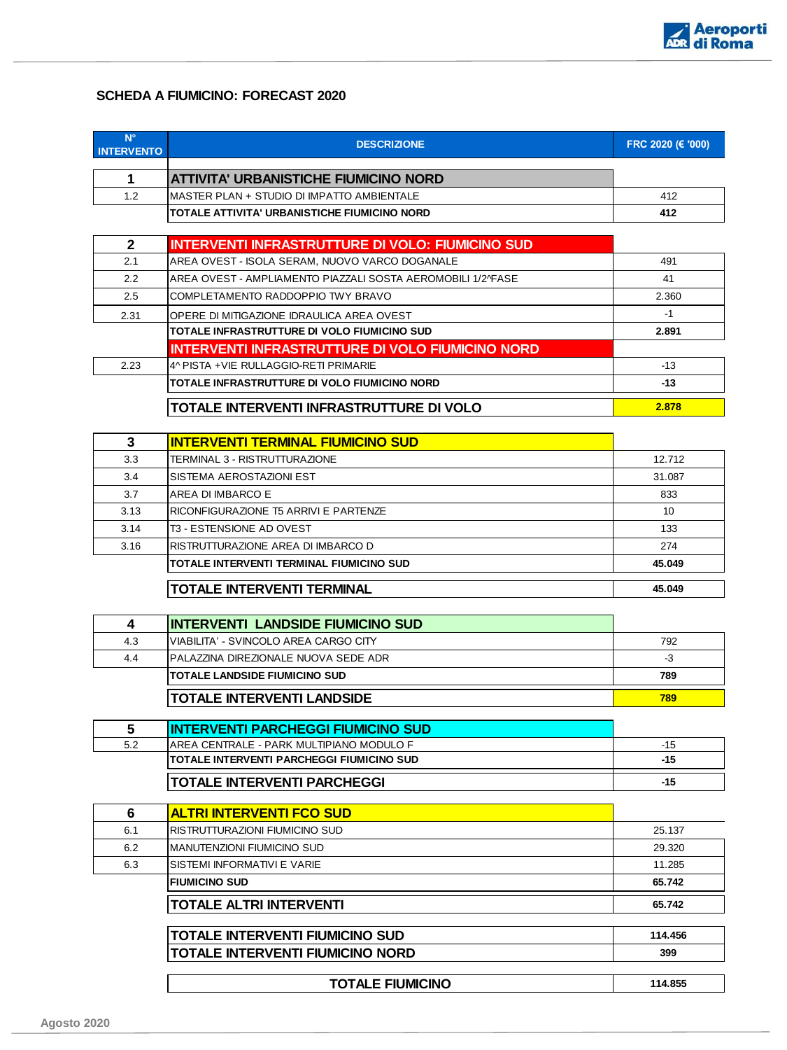## SCHEDA A FIUMICINO: FORECAST 2020

| N° INTERVENTO | DESCRIZIONE | FRC 2020 (€ '000) |
|---|---|---|
| **1** | **ATTIVITA' URBANISTICHE FIUMICINO NORD** | |
| 1.2 | MASTER PLAN + STUDIO DI IMPATTO AMBIENTALE | 412 |
| | **TOTALE ATTIVITA' URBANISTICHE FIUMICINO NORD** | **412** |
| **2** | **INTERVENTI INFRASTRUTTURE DI VOLO: FIUMICINO SUD** | |
| 2.1 | AREA OVEST - ISOLA SERAM, NUOVO VARCO DOGANALE | 491 |
| 2.2 | AREA OVEST - AMPLIAMENTO PIAZZALI SOSTA AEROMOBILI 1/2^FASE | 41 |
| 2.5 | COMPLETAMENTO RADDOPPIO TWY BRAVO | 2.360 |
| 2.31 | OPERE DI MITIGAZIONE IDRAULICA AREA OVEST | -1 |
| | **TOTALE INFRASTRUTTURE DI VOLO FIUMICINO SUD** | **2.891** |
| | **INTERVENTI INFRASTRUTTURE DI VOLO FIUMICINO NORD** | |
| 2.23 | 4^ PISTA +VIE RULLAGGIO-RETI PRIMARIE | -13 |
| | **TOTALE INFRASTRUTTURE DI VOLO FIUMICINO NORD** | **-13** |
| | **TOTALE INTERVENTI INFRASTRUTTURE DI VOLO** | **2.878** |
| **3** | **INTERVENTI TERMINAL FIUMICINO SUD** | |
| 3.3 | TERMINAL 3 - RISTRUTTURAZIONE | 12.712 |
| 3.4 | SISTEMA AEROSTAZIONI EST | 31.087 |
| 3.7 | AREA DI IMBARCO E | 833 |
| 3.13 | RICONFIGURAZIONE T5 ARRIVI E PARTENZE | 10 |
| 3.14 | T3 - ESTENSIONE AD OVEST | 133 |
| 3.16 | RISTRUTTURAZIONE AREA DI IMBARCO D | 274 |
| | **TOTALE INTERVENTI TERMINAL FIUMICINO SUD** | **45.049** |
| | **TOTALE INTERVENTI TERMINAL** | **45.049** |
| **4** | **INTERVENTI LANDSIDE FIUMICINO SUD** | |
| 4.3 | VIABILITA' - SVINCOLO AREA CARGO CITY | 792 |
| 4.4 | PALAZZINA DIREZIONALE NUOVA SEDE ADR | -3 |
| | **TOTALE LANDSIDE FIUMICINO SUD** | **789** |
| | **TOTALE INTERVENTI LANDSIDE** | **789** |
| **5** | **INTERVENTI PARCHEGGI FIUMICINO SUD** | |
| 5.2 | AREA CENTRALE - PARK MULTIPIANO MODULO F | -15 |
| | **TOTALE INTERVENTI PARCHEGGI FIUMICINO SUD** | **-15** |
| | **TOTALE INTERVENTI PARCHEGGI** | **-15** |
| **6** | **ALTRI INTERVENTI FCO SUD** | |
| 6.1 | RISTRUTTURAZIONI FIUMICINO SUD | 25.137 |
| 6.2 | MANUTENZIONI FIUMICINO SUD | 29.320 |
| 6.3 | SISTEMI INFORMATIVI E VARIE | 11.285 |
| | **FIUMICINO SUD** | **65.742** |
| | **TOTALE ALTRI INTERVENTI** | **65.742** |
| | **TOTALE INTERVENTI FIUMICINO SUD** | **114.456** |
| | **TOTALE INTERVENTI FIUMICINO NORD** | **399** |
| | **TOTALE FIUMICINO** | **114.855** |

Agosto 2020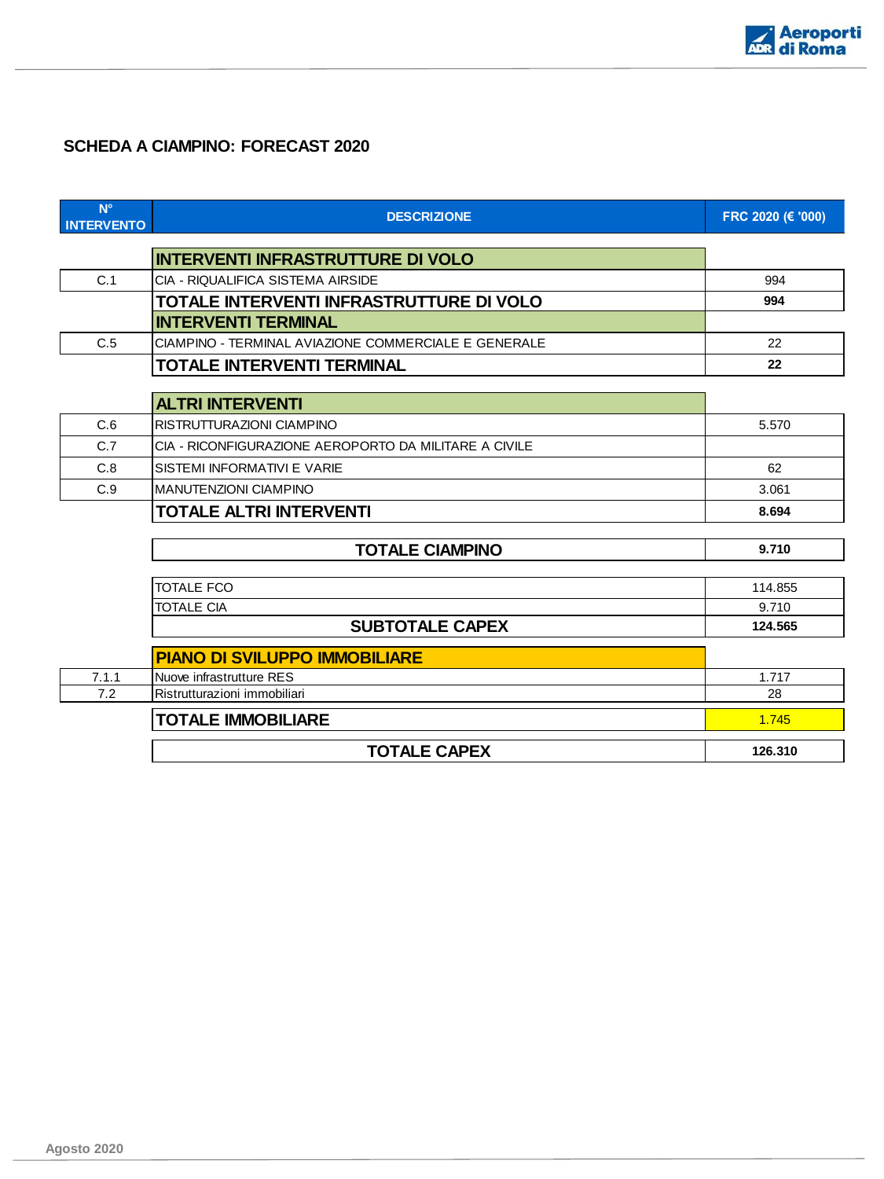## SCHEDA A CIAMPINO: FORECAST 2020

| N° INTERVENTO | DESCRIZIONE | FRC 2020 (€ '000) |
|---|---|---|
| | **INTERVENTI INFRASTRUTTURE DI VOLO** | |
| C.1 | CIA - RIQUALIFICA SISTEMA AIRSIDE | 994 |
| | **TOTALE INTERVENTI INFRASTRUTTURE DI VOLO** | **994** |
| | **INTERVENTI TERMINAL** | |
| C.5 | CIAMPINO - TERMINAL AVIAZIONE COMMERCIALE E GENERALE | 22 |
| | **TOTALE INTERVENTI TERMINAL** | **22** |
| | **ALTRI INTERVENTI** | |
| C.6 | RISTRUTTURAZIONI CIAMPINO | 5.570 |
| C.7 | CIA - RICONFIGURAZIONE AEROPORTO DA MILITARE A CIVILE | |
| C.8 | SISTEMI INFORMATIVI E VARIE | 62 |
| C.9 | MANUTENZIONI CIAMPINO | 3.061 |
| | **TOTALE ALTRI INTERVENTI** | **8.694** |
| | **TOTALE CIAMPINO** | **9.710** |
| | TOTALE FCO | 114.855 |
| | TOTALE CIA | 9.710 |
| | **SUBTOTALE CAPEX** | **124.565** |
| | **PIANO DI SVILUPPO IMMOBILIARE** | |
| 7.1.1 | Nuove infrastrutture RES | 1.717 |
| 7.2 | Ristrutturazioni immobiliari | 28 |
| | **TOTALE IMMOBILIARE** | 1.745 |
| | **TOTALE CAPEX** | **126.310** |

Agosto 2020